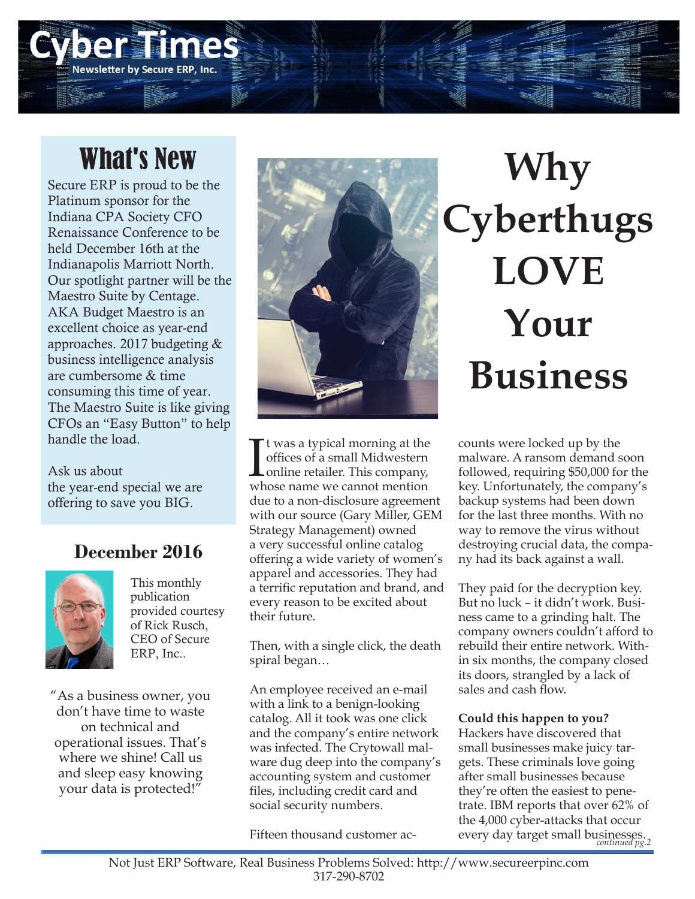# Cyber Times

Newsletter by Secure ERP, Inc.

## What's New

Secure ERP is proud to be the Platinum sponsor for the Indiana CPA Society CFO Renaissance Conference to be held December 16th at the Indianapolis Marriott North. Our spotlight partner will be the Maestro Suite by Centage. AKA Budget Maestro is an excellent choice as year-end approaches. 2017 budgeting & business intelligence analysis are cumbersome & time consuming this time of year. The Maestro Suite is like giving CFOs an "Easy Button" to help handle the load.

Ask us about the year-end special we are offering to save you BIG.

### December 2016

This monthly publication provided courtesy of Rick Rusch, CEO of Secure ERP, Inc..

"As a business owner, you don't have time to waste on technical and operational issues. That's where we shine! Call us and sleep easy knowing your data is protected!"

# Why Cyberthugs LOVE Your Business

It was a typical morning at the offices of a small Midwestern online retailer. This company, whose name we cannot mention due to a non-disclosure agreement with our source (Gary Miller, GEM Strategy Management) owned a very successful online catalog offering a wide variety of women's apparel and accessories. They had a terrific reputation and brand, and every reason to be excited about their future.

Then, with a single click, the death spiral began…

An employee received an e-mail with a link to a benign-looking catalog. All it took was one click and the company's entire network was infected. The Crytowall malware dug deep into the company's accounting system and customer files, including credit card and social security numbers.

Fifteen thousand customer accounts were locked up by the malware. A ransom demand soon followed, requiring $50,000 for the key. Unfortunately, the company's backup systems had been down for the last three months. With no way to remove the virus without destroying crucial data, the company had its back against a wall.

They paid for the decryption key. But no luck – it didn't work. Business came to a grinding halt. The company owners couldn't afford to rebuild their entire network. Within six months, the company closed its doors, strangled by a lack of sales and cash flow.

**Could this happen to you?**
Hackers have discovered that small businesses make juicy targets. These criminals love going after small businesses because they're often the easiest to penetrate. IBM reports that over 62% of the 4,000 cyber-attacks that occur every day target small businesses.

*continued pg.2*

Not Just ERP Software, Real Business Problems Solved: http://www.secureerpinc.com
317-290-8702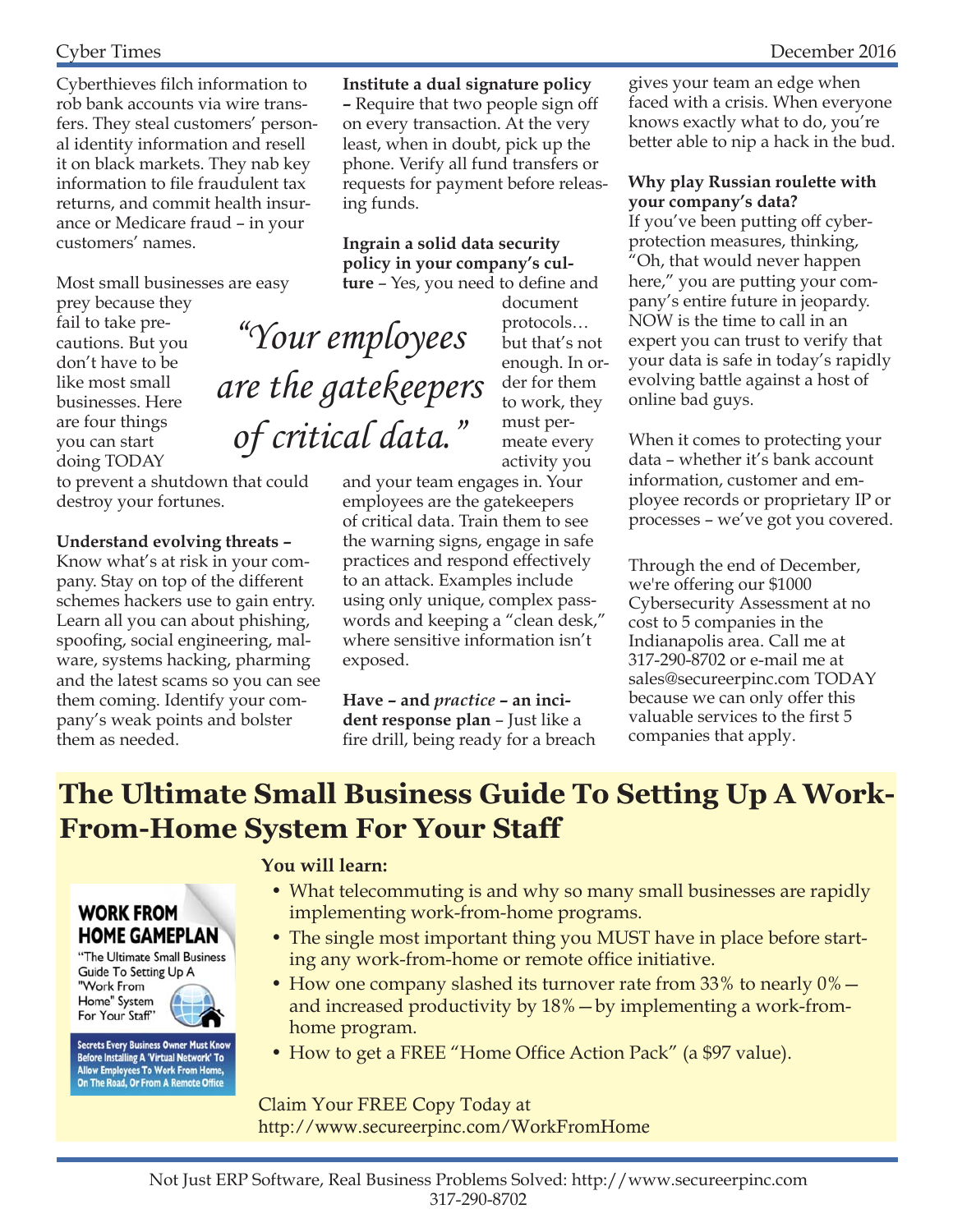Cyberthieves filch information to rob bank accounts via wire transfers. They steal customers' personal identity information and resell it on black markets. They nab key information to file fraudulent tax returns, and commit health insurance or Medicare fraud – in your customers' names.

Most small businesses are easy prey because they fail to take precautions. But you don't have to be like most small businesses. Here are four things you can start doing TODAY to prevent a shutdown that could destroy your fortunes.

**Understand evolving threats –** Know what's at risk in your company. Stay on top of the different schemes hackers use to gain entry. Learn all you can about phishing, spoofing, social engineering, malware, systems hacking, pharming and the latest scams so you can see them coming. Identify your company's weak points and bolster them as needed.

**Institute a dual signature policy –** Require that two people sign off on every transaction. At the very least, when in doubt, pick up the phone. Verify all fund transfers or requests for payment before releasing funds.

**Ingrain a solid data security policy in your company's culture** – Yes, you need to define and document protocols… but that's not enough. In order for them to work, they must permeate every activity you and your team engages in. Your employees are the gatekeepers of critical data. Train them to see the warning signs, engage in safe practices and respond effectively to an attack. Examples include using only unique, complex passwords and keeping a "clean desk," where sensitive information isn't exposed.

> *"Your employees are the gatekeepers of critical data."*

**Have – and *practice* – an incident response plan** – Just like a fire drill, being ready for a breach gives your team an edge when faced with a crisis. When everyone knows exactly what to do, you're better able to nip a hack in the bud.

**Why play Russian roulette with your company's data?**
If you've been putting off cyber-protection measures, thinking, "Oh, that would never happen here," you are putting your company's entire future in jeopardy. NOW is the time to call in an expert you can trust to verify that your data is safe in today's rapidly evolving battle against a host of online bad guys.

When it comes to protecting your data – whether it's bank account information, customer and employee records or proprietary IP or processes – we've got you covered.

Through the end of December, we're offering our $1000 Cybersecurity Assessment at no cost to 5 companies in the Indianapolis area. Call me at 317-290-8702 or e-mail me at sales@secureerpinc.com TODAY because we can only offer this valuable services to the first 5 companies that apply.

## The Ultimate Small Business Guide To Setting Up A Work-From-Home System For Your Staff

**WORK FROM HOME GAMEPLAN**

"The Ultimate Small Business Guide To Setting Up A "Work From Home" System For Your Staff"

Secrets Every Business Owner Must Know Before Installing A 'Virtual Network' To Allow Employees To Work From Home, On The Road, Or From A Remote Office

**You will learn:**

- What telecommuting is and why so many small businesses are rapidly implementing work-from-home programs.
- The single most important thing you MUST have in place before starting any work-from-home or remote office initiative.
- How one company slashed its turnover rate from 33% to nearly 0%—and increased productivity by 18%—by implementing a work-from-home program.
- How to get a FREE "Home Office Action Pack" (a $97 value).

Claim Your FREE Copy Today at http://www.secureerpinc.com/WorkFromHome

Not Just ERP Software, Real Business Problems Solved: http://www.secureerpinc.com
317-290-8702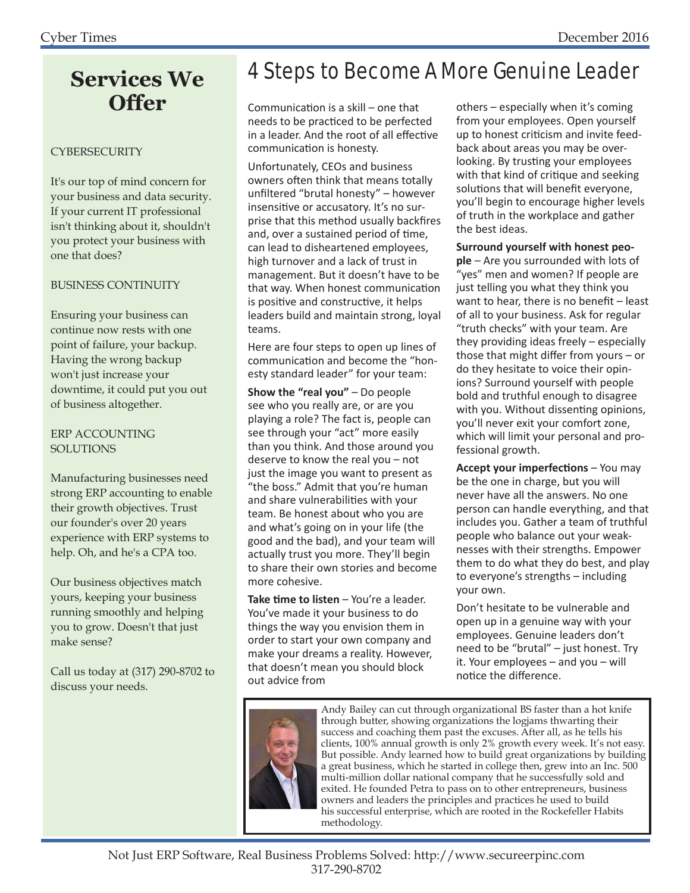## Services We Offer

CYBERSECURITY

It's our top of mind concern for your business and data security. If your current IT professional isn't thinking about it, shouldn't you protect your business with one that does?

BUSINESS CONTINUITY

Ensuring your business can continue now rests with one point of failure, your backup. Having the wrong backup won't just increase your downtime, it could put you out of business altogether.

ERP ACCOUNTING SOLUTIONS

Manufacturing businesses need strong ERP accounting to enable their growth objectives. Trust our founder's over 20 years experience with ERP systems to help. Oh, and he's a CPA too.

Our business objectives match yours, keeping your business running smoothly and helping you to grow. Doesn't that just make sense?

Call us today at (317) 290-8702 to discuss your needs.

# 4 Steps to Become A More Genuine Leader

Communication is a skill – one that needs to be practiced to be perfected in a leader. And the root of all effective communication is honesty.

Unfortunately, CEOs and business owners often think that means totally unfiltered "brutal honesty" – however insensitive or accusatory. It's no surprise that this method usually backfires and, over a sustained period of time, can lead to disheartened employees, high turnover and a lack of trust in management. But it doesn't have to be that way. When honest communication is positive and constructive, it helps leaders build and maintain strong, loyal teams.

Here are four steps to open up lines of communication and become the "honesty standard leader" for your team:

**Show the "real you"** – Do people see who you really are, or are you playing a role? The fact is, people can see through your "act" more easily than you think. And those around you deserve to know the real you – not just the image you want to present as "the boss." Admit that you're human and share vulnerabilities with your team. Be honest about who you are and what's going on in your life (the good and the bad), and your team will actually trust you more. They'll begin to share their own stories and become more cohesive.

**Take time to listen** – You're a leader. You've made it your business to do things the way you envision them in order to start your own company and make your dreams a reality. However, that doesn't mean you should block out advice from others – especially when it's coming from your employees. Open yourself up to honest criticism and invite feedback about areas you may be overlooking. By trusting your employees with that kind of critique and seeking solutions that will benefit everyone, you'll begin to encourage higher levels of truth in the workplace and gather the best ideas.

**Surround yourself with honest people** – Are you surrounded with lots of "yes" men and women? If people are just telling you what they think you want to hear, there is no benefit – least of all to your business. Ask for regular "truth checks" with your team. Are they providing ideas freely – especially those that might differ from yours – or do they hesitate to voice their opinions? Surround yourself with people bold and truthful enough to disagree with you. Without dissenting opinions, you'll never exit your comfort zone, which will limit your personal and professional growth.

**Accept your imperfections** – You may be the one in charge, but you will never have all the answers. No one person can handle everything, and that includes you. Gather a team of truthful people who balance out your weaknesses with their strengths. Empower them to do what they do best, and play to everyone's strengths – including your own.

Don't hesitate to be vulnerable and open up in a genuine way with your employees. Genuine leaders don't need to be "brutal" – just honest. Try it. Your employees – and you – will notice the difference.

Andy Bailey can cut through organizational BS faster than a hot knife through butter, showing organizations the logjams thwarting their success and coaching them past the excuses. After all, as he tells his clients, 100% annual growth is only 2% growth every week. It's not easy. But possible. Andy learned how to build great organizations by building a great business, which he started in college then, grew into an Inc. 500 multi-million dollar national company that he successfully sold and exited. He founded Petra to pass on to other entrepreneurs, business owners and leaders the principles and practices he used to build his successful enterprise, which are rooted in the Rockefeller Habits methodology.

Not Just ERP Software, Real Business Problems Solved: http://www.secureerpinc.com
317-290-8702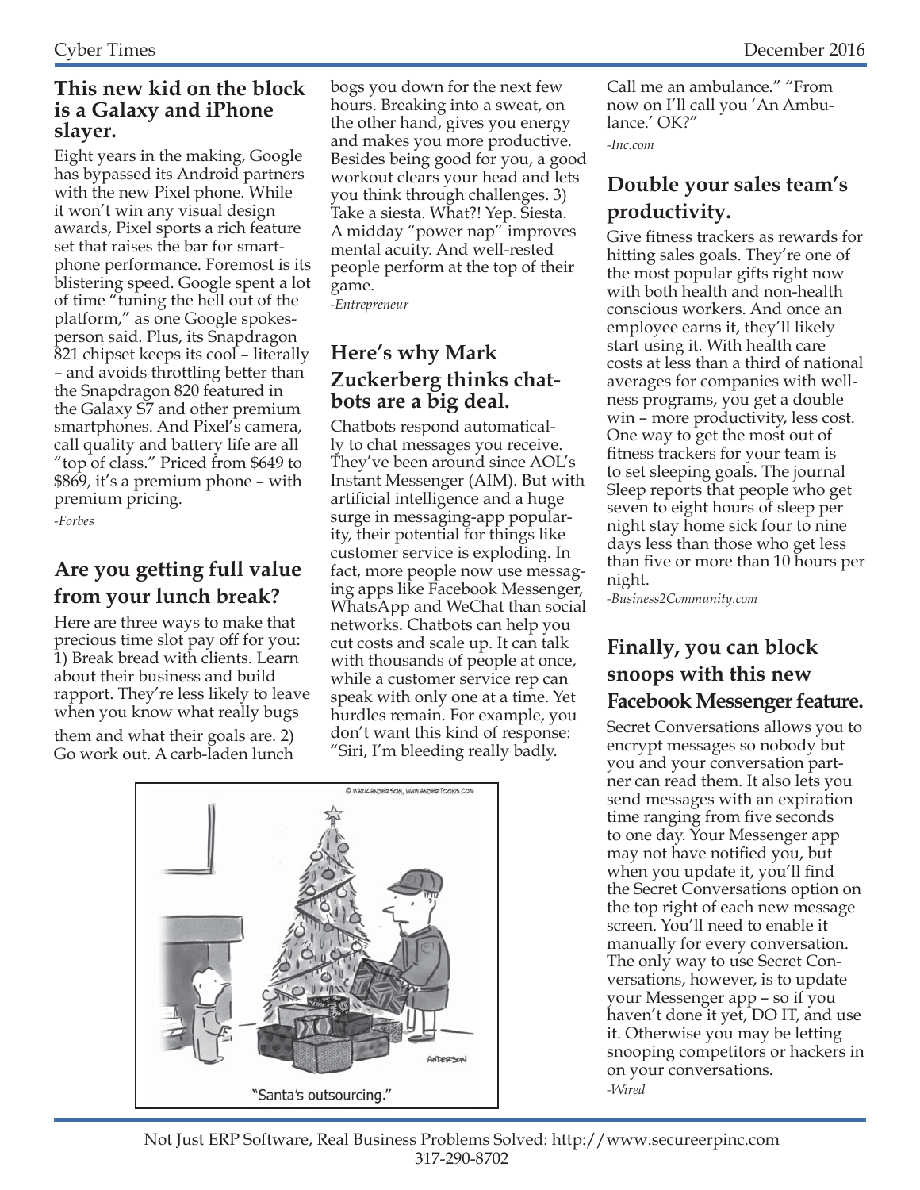### This new kid on the block is a Galaxy and iPhone slayer.

Eight years in the making, Google has bypassed its Android partners with the new Pixel phone. While it won't win any visual design awards, Pixel sports a rich feature set that raises the bar for smartphone performance. Foremost is its blistering speed. Google spent a lot of time "tuning the hell out of the platform," as one Google spokesperson said. Plus, its Snapdragon 821 chipset keeps its cool – literally – and avoids throttling better than the Snapdragon 820 featured in the Galaxy S7 and other premium smartphones. And Pixel's camera, call quality and battery life are all "top of class." Priced from $649 to $869, it's a premium phone – with premium pricing.

*-Forbes*

### Are you getting full value from your lunch break?

Here are three ways to make that precious time slot pay off for you: 1) Break bread with clients. Learn about their business and build rapport. They're less likely to leave when you know what really bugs them and what their goals are. 2) Go work out. A carb-laden lunch bogs you down for the next few hours. Breaking into a sweat, on the other hand, gives you energy and makes you more productive. Besides being good for you, a good workout clears your head and lets you think through challenges. 3) Take a siesta. What?! Yep. Siesta. A midday "power nap" improves mental acuity. And well-rested people perform at the top of their game.

*-Entrepreneur*

### Here's why Mark Zuckerberg thinks chatbots are a big deal.

Chatbots respond automatically to chat messages you receive. They've been around since AOL's Instant Messenger (AIM). But with artificial intelligence and a huge surge in messaging-app popularity, their potential for things like customer service is exploding. In fact, more people now use messaging apps like Facebook Messenger, WhatsApp and WeChat than social networks. Chatbots can help you cut costs and scale up. It can talk with thousands of people at once, while a customer service rep can speak with only one at a time. Yet hurdles remain. For example, you don't want this kind of response: "Siri, I'm bleeding really badly. Call me an ambulance." "From now on I'll call you 'An Ambulance.' OK?"

*-Inc.com*

© MARK ANDERSON, WWW.ANDERTOONS.COM

"Santa's outsourcing."

### Double your sales team's productivity.

Give fitness trackers as rewards for hitting sales goals. They're one of the most popular gifts right now with both health and non-health conscious workers. And once an employee earns it, they'll likely start using it. With health care costs at less than a third of national averages for companies with wellness programs, you get a double win – more productivity, less cost. One way to get the most out of fitness trackers for your team is to set sleeping goals. The journal Sleep reports that people who get seven to eight hours of sleep per night stay home sick four to nine days less than those who get less than five or more than 10 hours per night.

*-Business2Community.com*

### Finally, you can block snoops with this new Facebook Messenger feature.

Secret Conversations allows you to encrypt messages so nobody but you and your conversation partner can read them. It also lets you send messages with an expiration time ranging from five seconds to one day. Your Messenger app may not have notified you, but when you update it, you'll find the Secret Conversations option on the top right of each new message screen. You'll need to enable it manually for every conversation. The only way to use Secret Conversations, however, is to update your Messenger app – so if you haven't done it yet, DO IT, and use it. Otherwise you may be letting snooping competitors or hackers in on your conversations.

*-Wired*